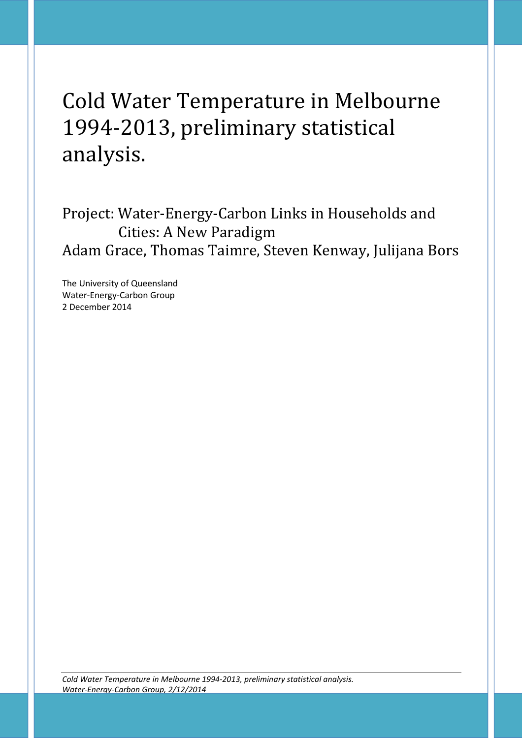# Cold Water Temperature in Melbourne 1994-2013, preliminary statistical analysis.

## Project: Water-Energy-Carbon Links in Households and Cities: A New Paradigm

Adam Grace, Thomas Taimre, Steven Kenway, Julijana Bors

The University of Queensland
Water-Energy-Carbon Group
2 December 2014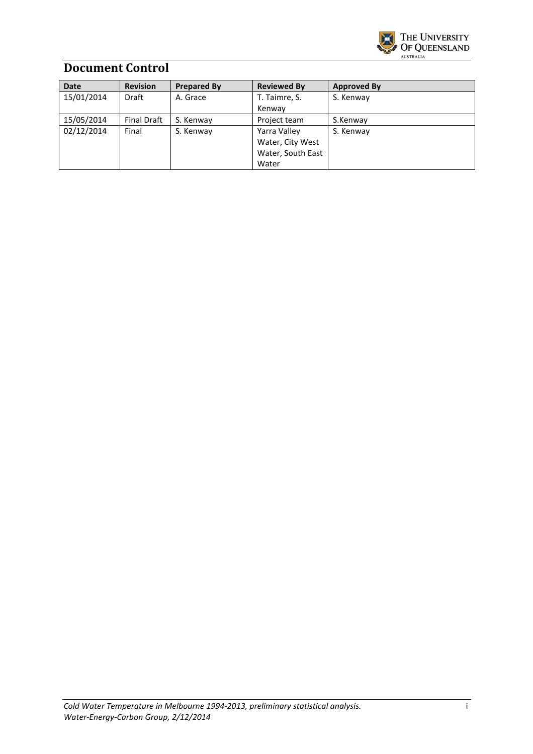# Document Control

| Date | Revision | Prepared By | Reviewed By | Approved By |
|---|---|---|---|---|
| 15/01/2014 | Draft | A. Grace | T. Taimre, S. Kenway | S. Kenway |
| 15/05/2014 | Final Draft | S. Kenway | Project team | S.Kenway |
| 02/12/2014 | Final | S. Kenway | Yarra Valley Water, City West Water, South East Water | S. Kenway |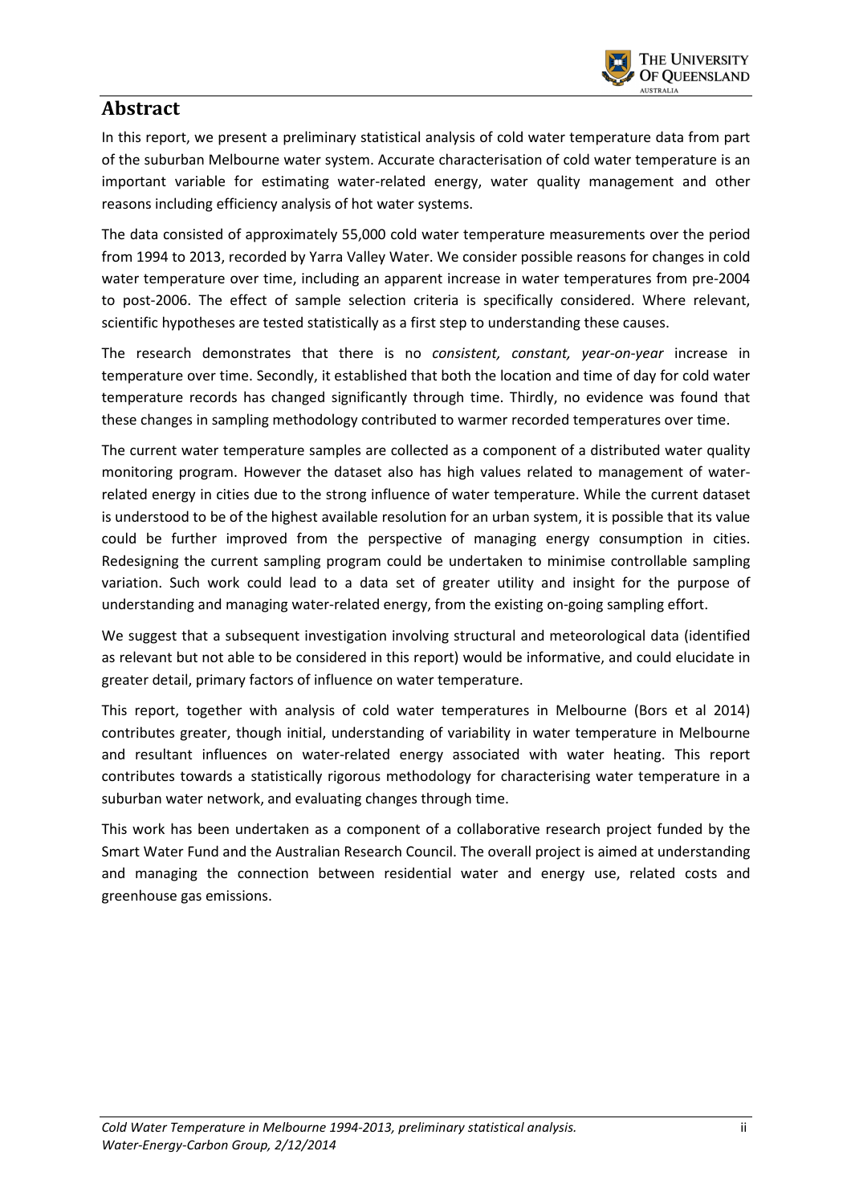## Abstract

In this report, we present a preliminary statistical analysis of cold water temperature data from part of the suburban Melbourne water system. Accurate characterisation of cold water temperature is an important variable for estimating water-related energy, water quality management and other reasons including efficiency analysis of hot water systems.

The data consisted of approximately 55,000 cold water temperature measurements over the period from 1994 to 2013, recorded by Yarra Valley Water. We consider possible reasons for changes in cold water temperature over time, including an apparent increase in water temperatures from pre-2004 to post-2006. The effect of sample selection criteria is specifically considered. Where relevant, scientific hypotheses are tested statistically as a first step to understanding these causes.

The research demonstrates that there is no *consistent, constant, year-on-year* increase in temperature over time. Secondly, it established that both the location and time of day for cold water temperature records has changed significantly through time. Thirdly, no evidence was found that these changes in sampling methodology contributed to warmer recorded temperatures over time.

The current water temperature samples are collected as a component of a distributed water quality monitoring program. However the dataset also has high values related to management of water-related energy in cities due to the strong influence of water temperature. While the current dataset is understood to be of the highest available resolution for an urban system, it is possible that its value could be further improved from the perspective of managing energy consumption in cities. Redesigning the current sampling program could be undertaken to minimise controllable sampling variation. Such work could lead to a data set of greater utility and insight for the purpose of understanding and managing water-related energy, from the existing on-going sampling effort.

We suggest that a subsequent investigation involving structural and meteorological data (identified as relevant but not able to be considered in this report) would be informative, and could elucidate in greater detail, primary factors of influence on water temperature.

This report, together with analysis of cold water temperatures in Melbourne (Bors et al 2014) contributes greater, though initial, understanding of variability in water temperature in Melbourne and resultant influences on water-related energy associated with water heating. This report contributes towards a statistically rigorous methodology for characterising water temperature in a suburban water network, and evaluating changes through time.

This work has been undertaken as a component of a collaborative research project funded by the Smart Water Fund and the Australian Research Council. The overall project is aimed at understanding and managing the connection between residential water and energy use, related costs and greenhouse gas emissions.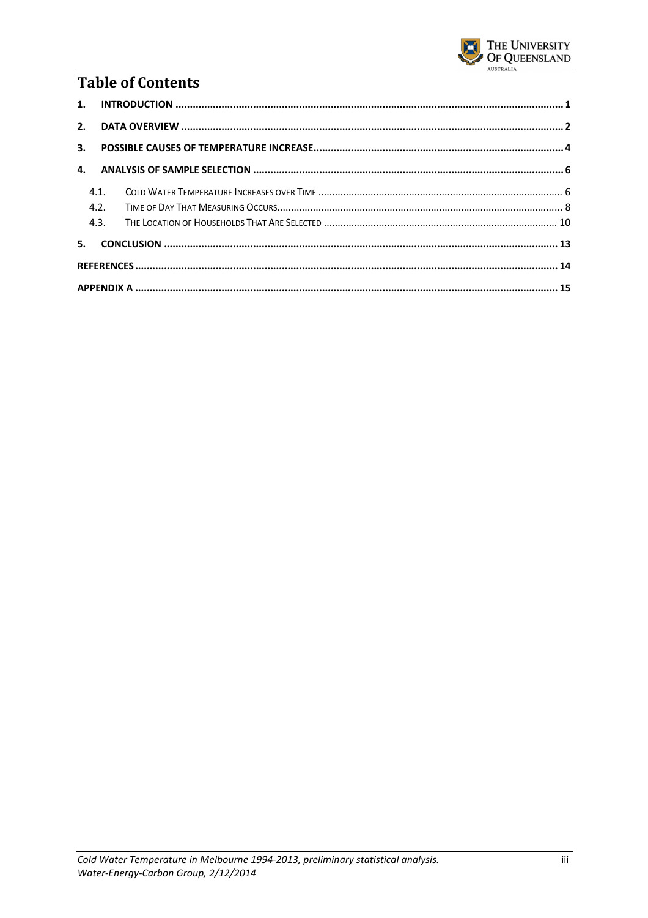# Table of Contents

1. INTRODUCTION ..... 1
2. DATA OVERVIEW ..... 2
3. POSSIBLE CAUSES OF TEMPERATURE INCREASE ..... 4
4. ANALYSIS OF SAMPLE SELECTION ..... 6
   - 4.1. COLD WATER TEMPERATURE INCREASES OVER TIME ..... 6
   - 4.2. TIME OF DAY THAT MEASURING OCCURS ..... 8
   - 4.3. THE LOCATION OF HOUSEHOLDS THAT ARE SELECTED ..... 10
5. CONCLUSION ..... 13

REFERENCES ..... 14

APPENDIX A ..... 15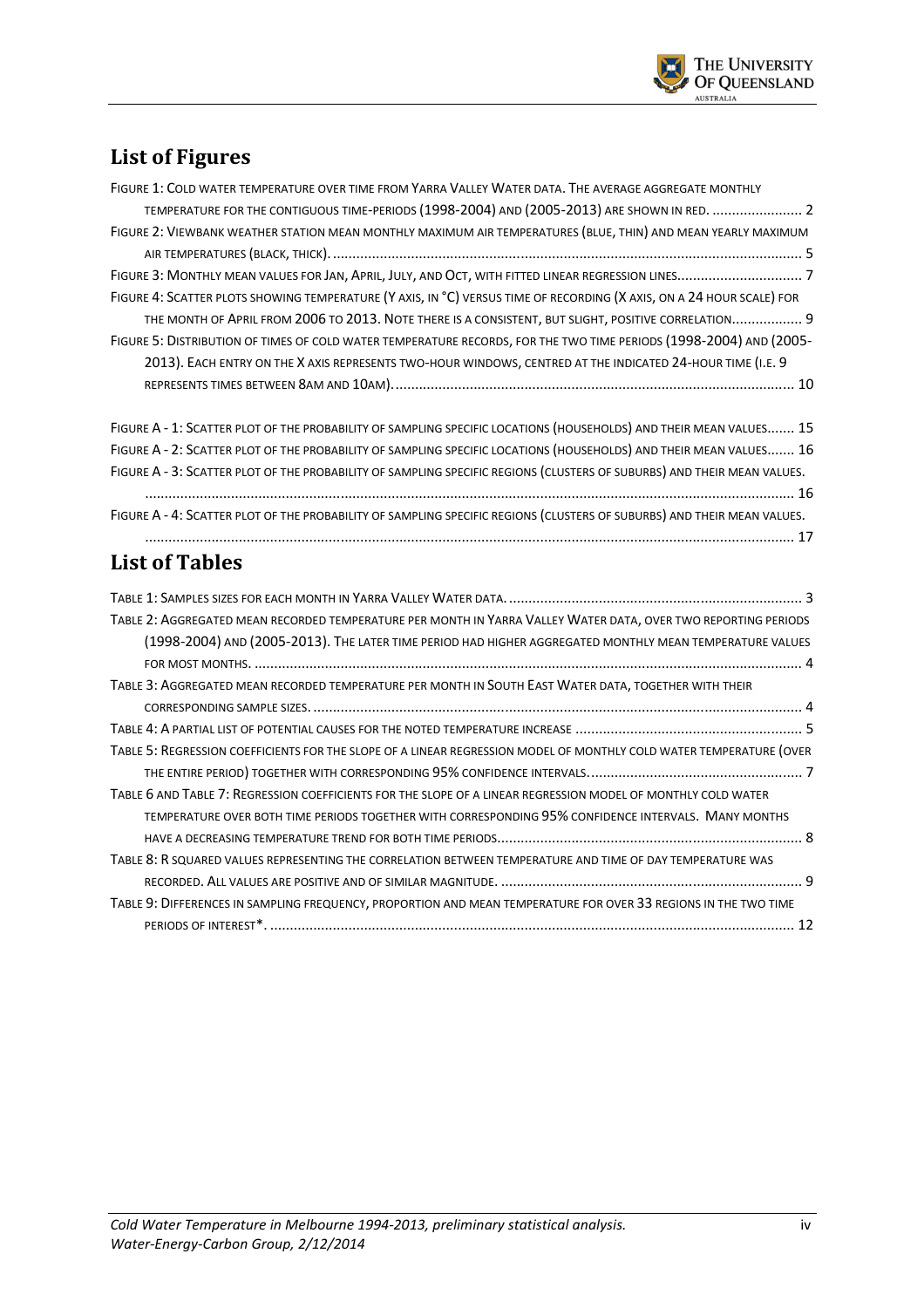## List of Figures

Figure 1: Cold water temperature over time from Yarra Valley Water data. The average aggregate monthly temperature for the contiguous time-periods (1998-2004) and (2005-2013) are shown in red. ....................... 2

Figure 2: Viewbank weather station mean monthly maximum air temperatures (blue, thin) and mean yearly maximum air temperatures (black, thick). ........................................................................................................................ 5

Figure 3: Monthly mean values for Jan, April, July, and Oct, with fitted linear regression lines................................ 7

Figure 4: Scatter plots showing temperature (Y axis, in °C) versus time of recording (X axis, on a 24 hour scale) for the month of April from 2006 to 2013. Note there is a consistent, but slight, positive correlation.................. 9

Figure 5: Distribution of times of cold water temperature records, for the two time periods (1998-2004) and (2005-2013). Each entry on the X axis represents two-hour windows, centred at the indicated 24-hour time (i.e. 9 represents times between 8am and 10am)...................................................................................................... 10

Figure A - 1: Scatter plot of the probability of sampling specific locations (households) and their mean values....... 15

Figure A - 2: Scatter plot of the probability of sampling specific locations (households) and their mean values....... 16

Figure A - 3: Scatter plot of the probability of sampling specific regions (clusters of suburbs) and their mean values. ...................................................................................................................................................... 16

Figure A - 4: Scatter plot of the probability of sampling specific regions (clusters of suburbs) and their mean values. ...................................................................................................................................................... 17

## List of Tables

Table 1: Samples sizes for each month in Yarra Valley Water data. .......................................................................... 3

Table 2: Aggregated mean recorded temperature per month in Yarra Valley Water data, over two reporting periods (1998-2004) and (2005-2013). The later time period had higher aggregated monthly mean temperature values for most months. ............................................................................................................................................ 4

Table 3: Aggregated mean recorded temperature per month in South East Water data, together with their corresponding sample sizes. ............................................................................................................................ 4

Table 4: A partial list of potential causes for the noted temperature increase .......................................................... 5

Table 5: Regression coefficients for the slope of a linear regression model of monthly cold water temperature (over the entire period) together with corresponding 95% confidence intervals. ...................................................... 7

Table 6 and Table 7: Regression coefficients for the slope of a linear regression model of monthly cold water temperature over both time periods together with corresponding 95% confidence intervals. Many months have a decreasing temperature trend for both time periods.............................................................................. 8

Table 8: R squared values representing the correlation between temperature and time of day temperature was recorded. All values are positive and of similar magnitude. ............................................................................. 9

Table 9: Differences in sampling frequency, proportion and mean temperature for over 33 regions in the two time periods of interest*. ...................................................................................................................................... 12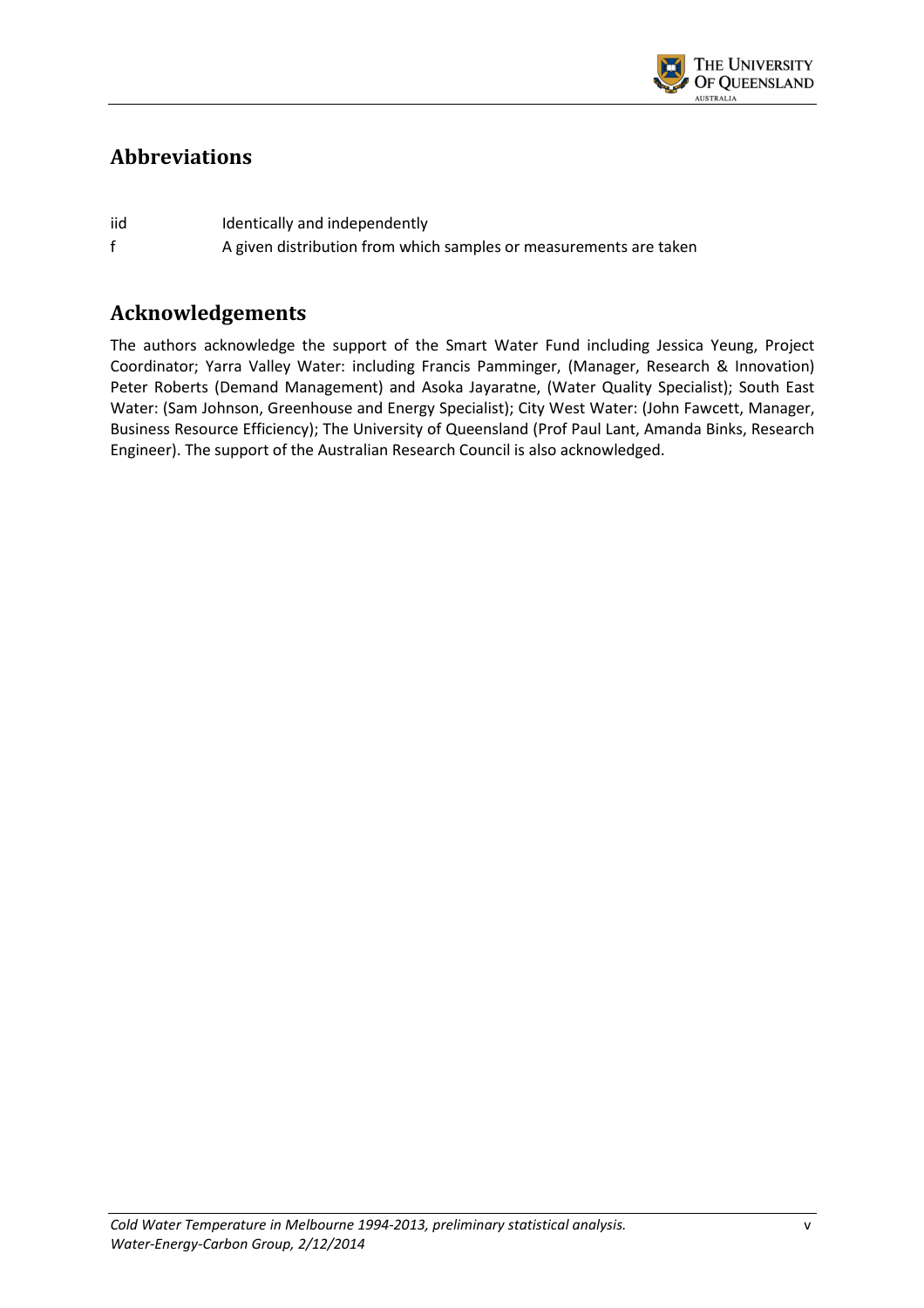## Abbreviations

| | |
|---|---|
| iid | Identically and independently |
| f | A given distribution from which samples or measurements are taken |

## Acknowledgements

The authors acknowledge the support of the Smart Water Fund including Jessica Yeung, Project Coordinator; Yarra Valley Water: including Francis Pamminger, (Manager, Research & Innovation) Peter Roberts (Demand Management) and Asoka Jayaratne, (Water Quality Specialist); South East Water: (Sam Johnson, Greenhouse and Energy Specialist); City West Water: (John Fawcett, Manager, Business Resource Efficiency); The University of Queensland (Prof Paul Lant, Amanda Binks, Research Engineer). The support of the Australian Research Council is also acknowledged.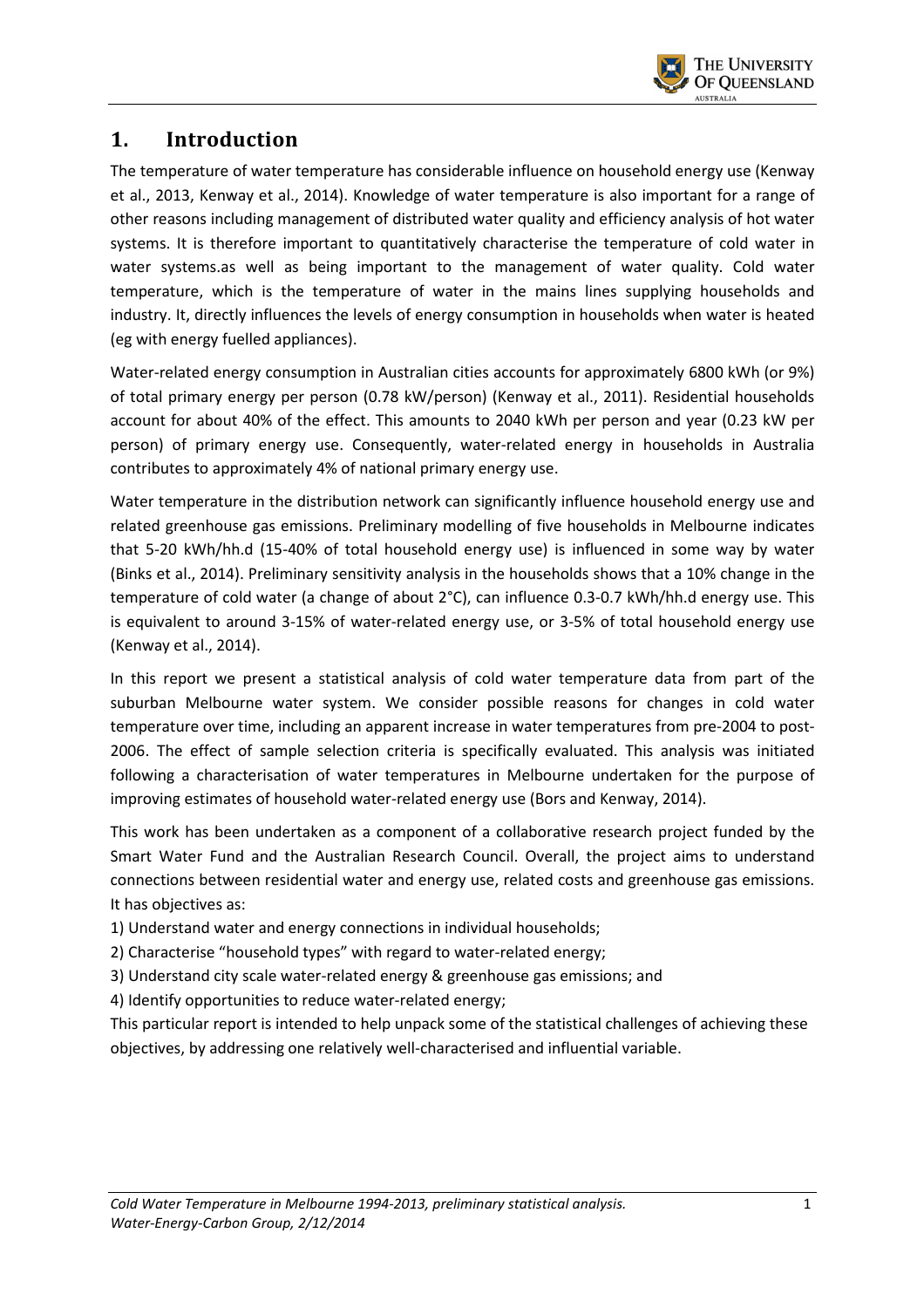# 1. Introduction

The temperature of water temperature has considerable influence on household energy use (Kenway et al., 2013, Kenway et al., 2014). Knowledge of water temperature is also important for a range of other reasons including management of distributed water quality and efficiency analysis of hot water systems. It is therefore important to quantitatively characterise the temperature of cold water in water systems.as well as being important to the management of water quality. Cold water temperature, which is the temperature of water in the mains lines supplying households and industry. It, directly influences the levels of energy consumption in households when water is heated (eg with energy fuelled appliances).

Water-related energy consumption in Australian cities accounts for approximately 6800 kWh (or 9%) of total primary energy per person (0.78 kW/person) (Kenway et al., 2011). Residential households account for about 40% of the effect. This amounts to 2040 kWh per person and year (0.23 kW per person) of primary energy use. Consequently, water-related energy in households in Australia contributes to approximately 4% of national primary energy use.

Water temperature in the distribution network can significantly influence household energy use and related greenhouse gas emissions. Preliminary modelling of five households in Melbourne indicates that 5-20 kWh/hh.d (15-40% of total household energy use) is influenced in some way by water (Binks et al., 2014). Preliminary sensitivity analysis in the households shows that a 10% change in the temperature of cold water (a change of about 2°C), can influence 0.3-0.7 kWh/hh.d energy use. This is equivalent to around 3-15% of water-related energy use, or 3-5% of total household energy use (Kenway et al., 2014).

In this report we present a statistical analysis of cold water temperature data from part of the suburban Melbourne water system. We consider possible reasons for changes in cold water temperature over time, including an apparent increase in water temperatures from pre-2004 to post-2006. The effect of sample selection criteria is specifically evaluated. This analysis was initiated following a characterisation of water temperatures in Melbourne undertaken for the purpose of improving estimates of household water-related energy use (Bors and Kenway, 2014).

This work has been undertaken as a component of a collaborative research project funded by the Smart Water Fund and the Australian Research Council. Overall, the project aims to understand connections between residential water and energy use, related costs and greenhouse gas emissions. It has objectives as:

1) Understand water and energy connections in individual households;
2) Characterise "household types" with regard to water-related energy;
3) Understand city scale water-related energy & greenhouse gas emissions; and
4) Identify opportunities to reduce water-related energy;

This particular report is intended to help unpack some of the statistical challenges of achieving these objectives, by addressing one relatively well-characterised and influential variable.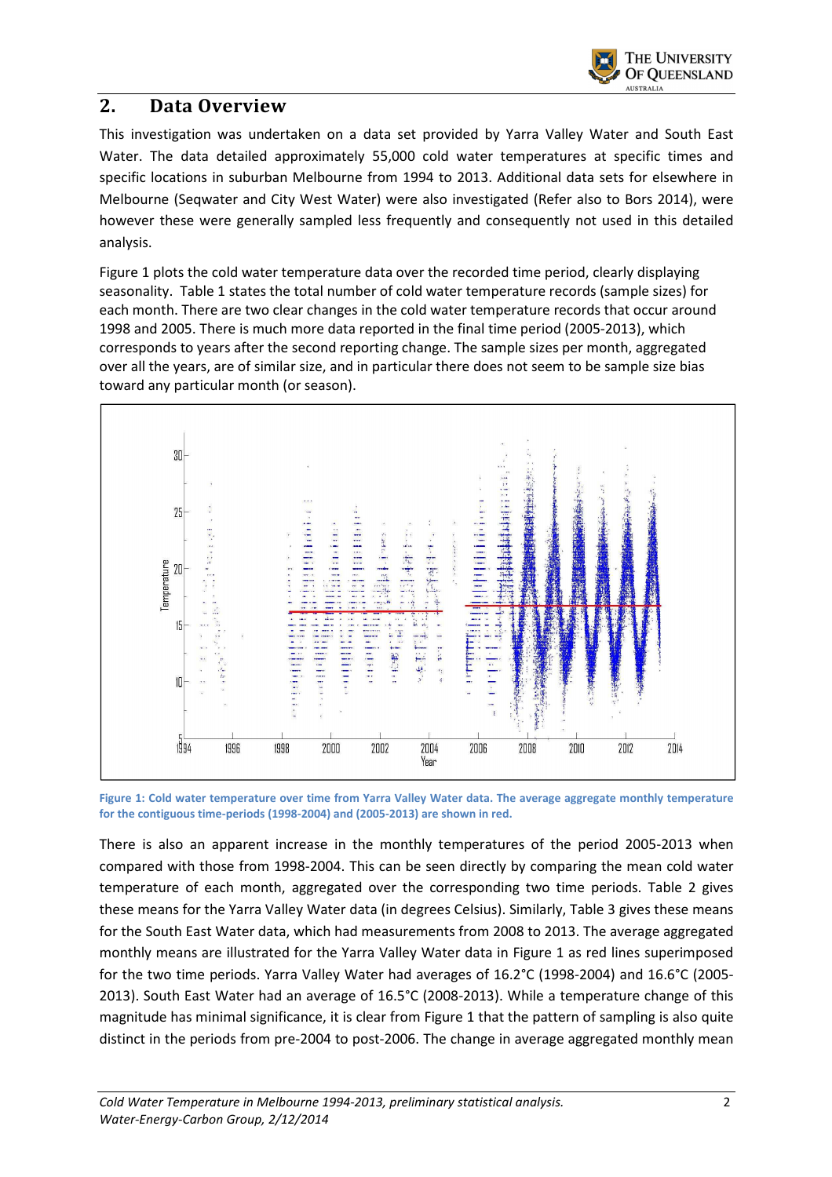## 2. Data Overview

This investigation was undertaken on a data set provided by Yarra Valley Water and South East Water. The data detailed approximately 55,000 cold water temperatures at specific times and specific locations in suburban Melbourne from 1994 to 2013. Additional data sets for elsewhere in Melbourne (Seqwater and City West Water) were also investigated (Refer also to Bors 2014), were however these were generally sampled less frequently and consequently not used in this detailed analysis.

Figure 1 plots the cold water temperature data over the recorded time period, clearly displaying seasonality. Table 1 states the total number of cold water temperature records (sample sizes) for each month. There are two clear changes in the cold water temperature records that occur around 1998 and 2005. There is much more data reported in the final time period (2005-2013), which corresponds to years after the second reporting change. The sample sizes per month, aggregated over all the years, are of similar size, and in particular there does not seem to be sample size bias toward any particular month (or season).

**Figure 1: Cold water temperature over time from Yarra Valley Water data. The average aggregate monthly temperature for the contiguous time-periods (1998-2004) and (2005-2013) are shown in red.**

There is also an apparent increase in the monthly temperatures of the period 2005-2013 when compared with those from 1998-2004. This can be seen directly by comparing the mean cold water temperature of each month, aggregated over the corresponding two time periods. Table 2 gives these means for the Yarra Valley Water data (in degrees Celsius). Similarly, Table 3 gives these means for the South East Water data, which had measurements from 2008 to 2013. The average aggregated monthly means are illustrated for the Yarra Valley Water data in Figure 1 as red lines superimposed for the two time periods. Yarra Valley Water had averages of 16.2°C (1998-2004) and 16.6°C (2005-2013). South East Water had an average of 16.5°C (2008-2013). While a temperature change of this magnitude has minimal significance, it is clear from Figure 1 that the pattern of sampling is also quite distinct in the periods from pre-2004 to post-2006. The change in average aggregated monthly mean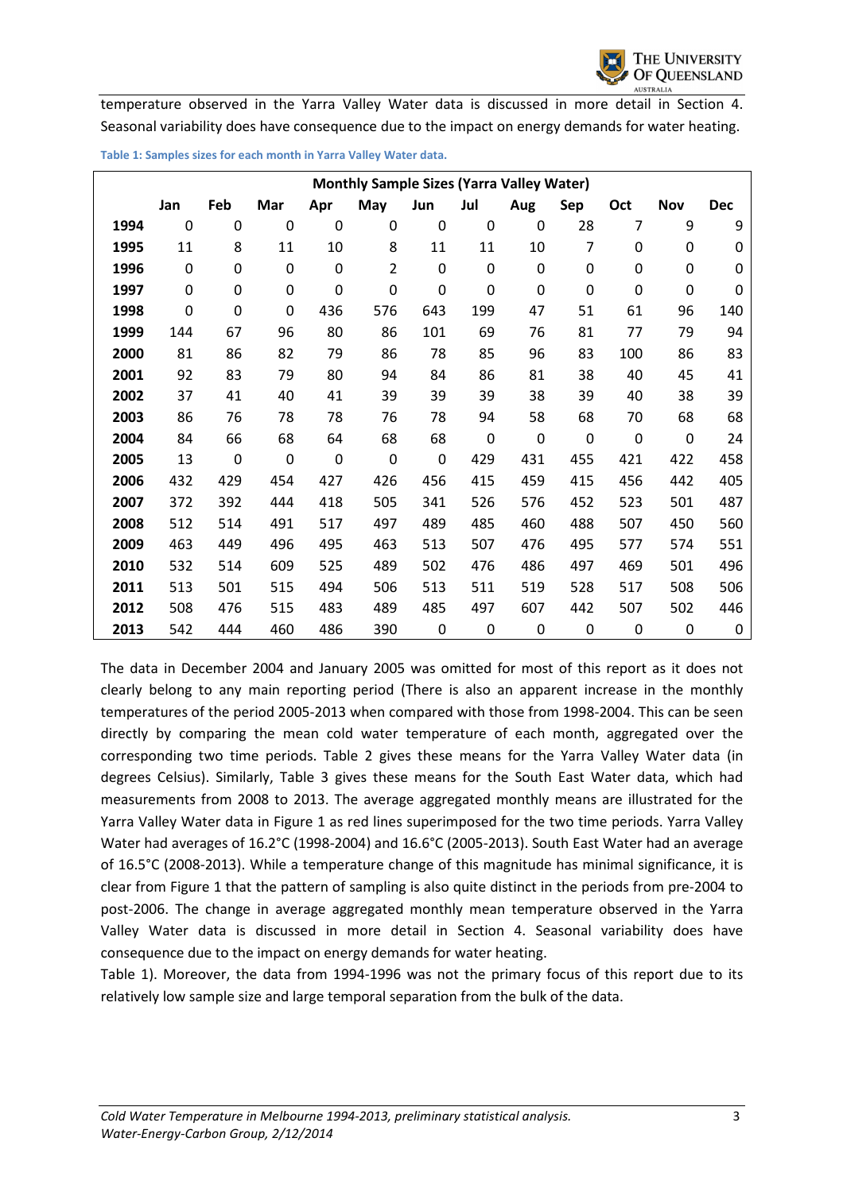temperature observed in the Yarra Valley Water data is discussed in more detail in Section 4. Seasonal variability does have consequence due to the impact on energy demands for water heating.

Table 1: Samples sizes for each month in Yarra Valley Water data.

| Monthly Sample Sizes (Yarra Valley Water) | | | | | | | | | | | | |
|---|---|---|---|---|---|---|---|---|---|---|---|---|
| | Jan | Feb | Mar | Apr | May | Jun | Jul | Aug | Sep | Oct | Nov | Dec |
| 1994 | 0 | 0 | 0 | 0 | 0 | 0 | 0 | 0 | 28 | 7 | 9 | 9 |
| 1995 | 11 | 8 | 11 | 10 | 8 | 11 | 11 | 10 | 7 | 0 | 0 | 0 |
| 1996 | 0 | 0 | 0 | 0 | 2 | 0 | 0 | 0 | 0 | 0 | 0 | 0 |
| 1997 | 0 | 0 | 0 | 0 | 0 | 0 | 0 | 0 | 0 | 0 | 0 | 0 |
| 1998 | 0 | 0 | 0 | 436 | 576 | 643 | 199 | 47 | 51 | 61 | 96 | 140 |
| 1999 | 144 | 67 | 96 | 80 | 86 | 101 | 69 | 76 | 81 | 77 | 79 | 94 |
| 2000 | 81 | 86 | 82 | 79 | 86 | 78 | 85 | 96 | 83 | 100 | 86 | 83 |
| 2001 | 92 | 83 | 79 | 80 | 94 | 84 | 86 | 81 | 38 | 40 | 45 | 41 |
| 2002 | 37 | 41 | 40 | 41 | 39 | 39 | 39 | 38 | 39 | 40 | 38 | 39 |
| 2003 | 86 | 76 | 78 | 78 | 76 | 78 | 94 | 58 | 68 | 70 | 68 | 68 |
| 2004 | 84 | 66 | 68 | 64 | 68 | 68 | 0 | 0 | 0 | 0 | 0 | 24 |
| 2005 | 13 | 0 | 0 | 0 | 0 | 0 | 429 | 431 | 455 | 421 | 422 | 458 |
| 2006 | 432 | 429 | 454 | 427 | 426 | 456 | 415 | 459 | 415 | 456 | 442 | 405 |
| 2007 | 372 | 392 | 444 | 418 | 505 | 341 | 526 | 576 | 452 | 523 | 501 | 487 |
| 2008 | 512 | 514 | 491 | 517 | 497 | 489 | 485 | 460 | 488 | 507 | 450 | 560 |
| 2009 | 463 | 449 | 496 | 495 | 463 | 513 | 507 | 476 | 495 | 577 | 574 | 551 |
| 2010 | 532 | 514 | 609 | 525 | 489 | 502 | 476 | 486 | 497 | 469 | 501 | 496 |
| 2011 | 513 | 501 | 515 | 494 | 506 | 513 | 511 | 519 | 528 | 517 | 508 | 506 |
| 2012 | 508 | 476 | 515 | 483 | 489 | 485 | 497 | 607 | 442 | 507 | 502 | 446 |
| 2013 | 542 | 444 | 460 | 486 | 390 | 0 | 0 | 0 | 0 | 0 | 0 | 0 |

The data in December 2004 and January 2005 was omitted for most of this report as it does not clearly belong to any main reporting period (There is also an apparent increase in the monthly temperatures of the period 2005-2013 when compared with those from 1998-2004. This can be seen directly by comparing the mean cold water temperature of each month, aggregated over the corresponding two time periods. Table 2 gives these means for the Yarra Valley Water data (in degrees Celsius). Similarly, Table 3 gives these means for the South East Water data, which had measurements from 2008 to 2013. The average aggregated monthly means are illustrated for the Yarra Valley Water data in Figure 1 as red lines superimposed for the two time periods. Yarra Valley Water had averages of 16.2°C (1998-2004) and 16.6°C (2005-2013). South East Water had an average of 16.5°C (2008-2013). While a temperature change of this magnitude has minimal significance, it is clear from Figure 1 that the pattern of sampling is also quite distinct in the periods from pre-2004 to post-2006. The change in average aggregated monthly mean temperature observed in the Yarra Valley Water data is discussed in more detail in Section 4. Seasonal variability does have consequence due to the impact on energy demands for water heating.

Table 1). Moreover, the data from 1994-1996 was not the primary focus of this report due to its relatively low sample size and large temporal separation from the bulk of the data.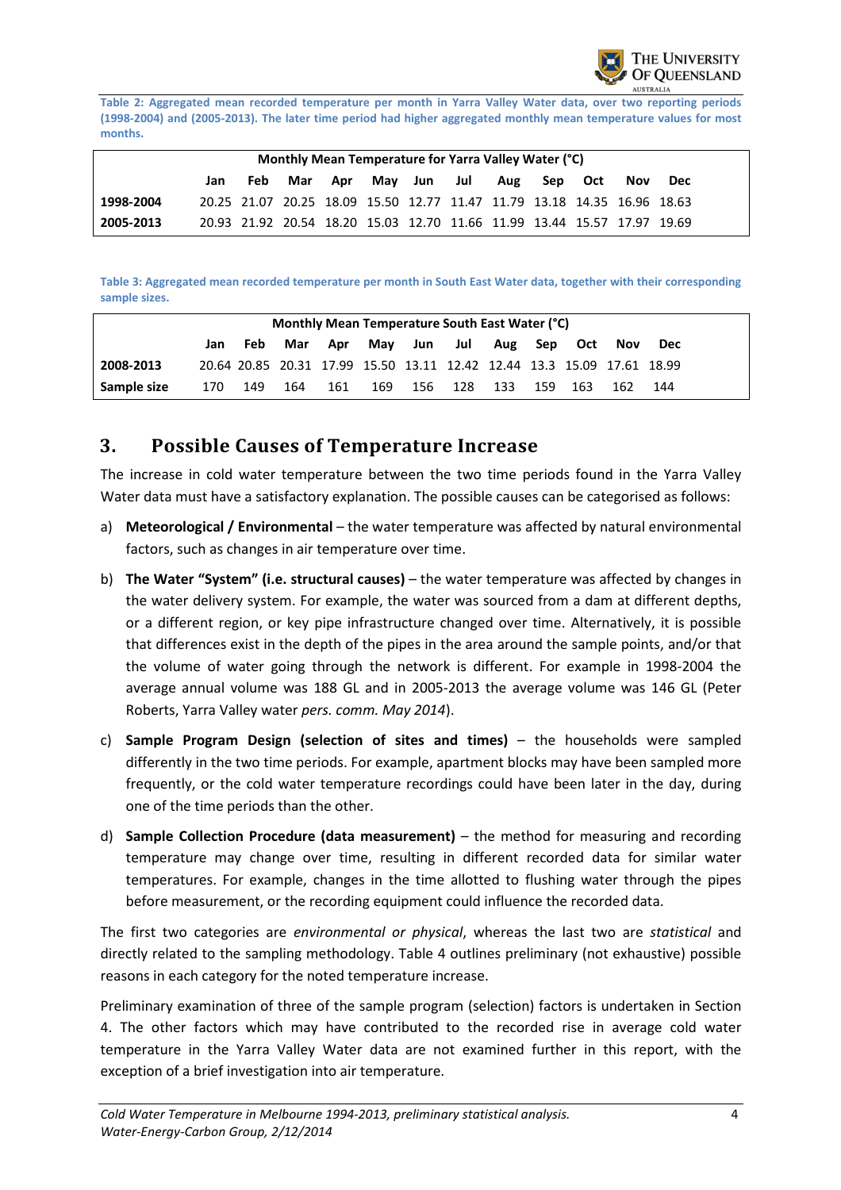Table 2: Aggregated mean recorded temperature per month in Yarra Valley Water data, over two reporting periods (1998-2004) and (2005-2013). The later time period had higher aggregated monthly mean temperature values for most months.

| Monthly Mean Temperature for Yarra Valley Water (°C) | | | | | | | | | | | | |
|---|---|---|---|---|---|---|---|---|---|---|---|---|
| | Jan | Feb | Mar | Apr | May | Jun | Jul | Aug | Sep | Oct | Nov | Dec |
| 1998-2004 | 20.25 | 21.07 | 20.25 | 18.09 | 15.50 | 12.77 | 11.47 | 11.79 | 13.18 | 14.35 | 16.96 | 18.63 |
| 2005-2013 | 20.93 | 21.92 | 20.54 | 18.20 | 15.03 | 12.70 | 11.66 | 11.99 | 13.44 | 15.57 | 17.97 | 19.69 |

Table 3: Aggregated mean recorded temperature per month in South East Water data, together with their corresponding sample sizes.

| Monthly Mean Temperature South East Water (°C) | | | | | | | | | | | | |
|---|---|---|---|---|---|---|---|---|---|---|---|---|
| | Jan | Feb | Mar | Apr | May | Jun | Jul | Aug | Sep | Oct | Nov | Dec |
| 2008-2013 | 20.64 | 20.85 | 20.31 | 17.99 | 15.50 | 13.11 | 12.42 | 12.44 | 13.3 | 15.09 | 17.61 | 18.99 |
| Sample size | 170 | 149 | 164 | 161 | 169 | 156 | 128 | 133 | 159 | 163 | 162 | 144 |

## 3. Possible Causes of Temperature Increase

The increase in cold water temperature between the two time periods found in the Yarra Valley Water data must have a satisfactory explanation. The possible causes can be categorised as follows:

a) **Meteorological / Environmental** – the water temperature was affected by natural environmental factors, such as changes in air temperature over time.

b) **The Water "System" (i.e. structural causes)** – the water temperature was affected by changes in the water delivery system. For example, the water was sourced from a dam at different depths, or a different region, or key pipe infrastructure changed over time. Alternatively, it is possible that differences exist in the depth of the pipes in the area around the sample points, and/or that the volume of water going through the network is different. For example in 1998-2004 the average annual volume was 188 GL and in 2005-2013 the average volume was 146 GL (Peter Roberts, Yarra Valley water *pers. comm. May 2014*).

c) **Sample Program Design (selection of sites and times)** – the households were sampled differently in the two time periods. For example, apartment blocks may have been sampled more frequently, or the cold water temperature recordings could have been later in the day, during one of the time periods than the other.

d) **Sample Collection Procedure (data measurement)** – the method for measuring and recording temperature may change over time, resulting in different recorded data for similar water temperatures. For example, changes in the time allotted to flushing water through the pipes before measurement, or the recording equipment could influence the recorded data.

The first two categories are *environmental or physical*, whereas the last two are *statistical* and directly related to the sampling methodology. Table 4 outlines preliminary (not exhaustive) possible reasons in each category for the noted temperature increase.

Preliminary examination of three of the sample program (selection) factors is undertaken in Section 4. The other factors which may have contributed to the recorded rise in average cold water temperature in the Yarra Valley Water data are not examined further in this report, with the exception of a brief investigation into air temperature.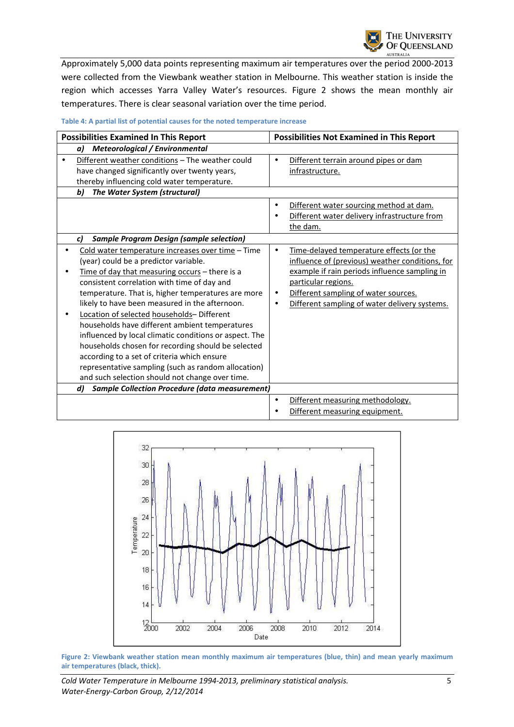Approximately 5,000 data points representing maximum air temperatures over the period 2000-2013 were collected from the Viewbank weather station in Melbourne. This weather station is inside the region which accesses Yarra Valley Water's resources. Figure 2 shows the mean monthly air temperatures. There is clear seasonal variation over the time period.

Table 4: A partial list of potential causes for the noted temperature increase

| Possibilities Examined In This Report | Possibilities Not Examined in This Report |
|---|---|
| ***a) Meteorological / Environmental*** | |
| • Different weather conditions – The weather could have changed significantly over twenty years, thereby influencing cold water temperature. | • Different terrain around pipes or dam infrastructure. |
| ***b) The Water System (structural)*** | |
| | • Different water sourcing method at dam.<br>• Different water delivery infrastructure from the dam. |
| ***c) Sample Program Design (sample selection)*** | |
| • Cold water temperature increases over time – Time (year) could be a predictor variable.<br>• Time of day that measuring occurs – there is a consistent correlation with time of day and temperature. That is, higher temperatures are more likely to have been measured in the afternoon.<br>• Location of selected households– Different households have different ambient temperatures influenced by local climatic conditions or aspect. The households chosen for recording should be selected according to a set of criteria which ensure representative sampling (such as random allocation) and such selection should not change over time. | • Time-delayed temperature effects (or the influence of (previous) weather conditions, for example if rain periods influence sampling in particular regions.<br>• Different sampling of water sources.<br>• Different sampling of water delivery systems. |
| ***d) Sample Collection Procedure (data measurement)*** | |
| | • Different measuring methodology.<br>• Different measuring equipment. |

Figure 2: Viewbank weather station mean monthly maximum air temperatures (blue, thin) and mean yearly maximum air temperatures (black, thick).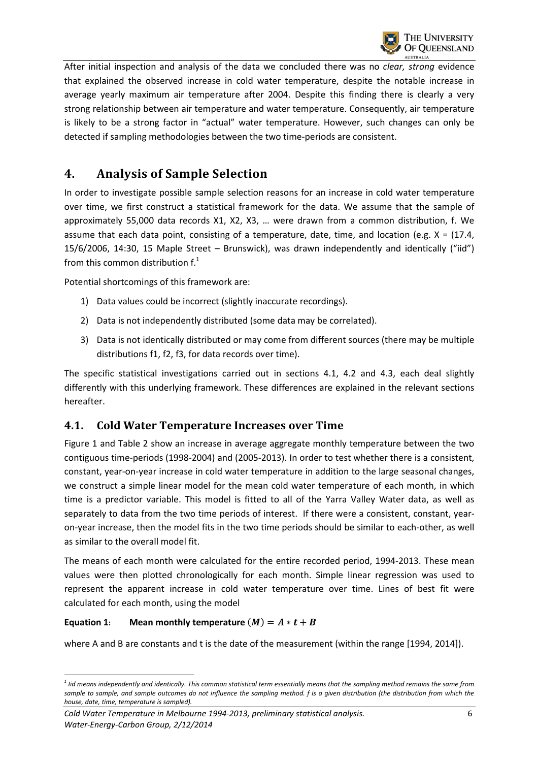After initial inspection and analysis of the data we concluded there was no *clear, strong* evidence that explained the observed increase in cold water temperature, despite the notable increase in average yearly maximum air temperature after 2004. Despite this finding there is clearly a very strong relationship between air temperature and water temperature. Consequently, air temperature is likely to be a strong factor in "actual" water temperature. However, such changes can only be detected if sampling methodologies between the two time-periods are consistent.

# 4. Analysis of Sample Selection

In order to investigate possible sample selection reasons for an increase in cold water temperature over time, we first construct a statistical framework for the data. We assume that the sample of approximately 55,000 data records X1, X2, X3, … were drawn from a common distribution, f. We assume that each data point, consisting of a temperature, date, time, and location (e.g. X = (17.4, 15/6/2006, 14:30, 15 Maple Street – Brunswick), was drawn independently and identically ("iid") from this common distribution f.[1]

Potential shortcomings of this framework are:

1) Data values could be incorrect (slightly inaccurate recordings).
2) Data is not independently distributed (some data may be correlated).
3) Data is not identically distributed or may come from different sources (there may be multiple distributions f1, f2, f3, for data records over time).

The specific statistical investigations carried out in sections 4.1, 4.2 and 4.3, each deal slightly differently with this underlying framework. These differences are explained in the relevant sections hereafter.

## 4.1. Cold Water Temperature Increases over Time

Figure 1 and Table 2 show an increase in average aggregate monthly temperature between the two contiguous time-periods (1998-2004) and (2005-2013). In order to test whether there is a consistent, constant, year-on-year increase in cold water temperature in addition to the large seasonal changes, we construct a simple linear model for the mean cold water temperature of each month, in which time is a predictor variable. This model is fitted to all of the Yarra Valley Water data, as well as separately to data from the two time periods of interest. If there were a consistent, constant, year-on-year increase, then the model fits in the two time periods should be similar to each-other, as well as similar to the overall model fit.

The means of each month were calculated for the entire recorded period, 1994-2013. These mean values were then plotted chronologically for each month. Simple linear regression was used to represent the apparent increase in cold water temperature over time. Lines of best fit were calculated for each month, using the model

**Equation 1**: **Mean monthly temperature** $(M) = A * t + B$

where A and B are constants and t is the date of the measurement (within the range [1994, 2014]).

---

*[1] Iid means independently and identically. This common statistical term essentially means that the sampling method remains the same from sample to sample, and sample outcomes do not influence the sampling method. f is a given distribution (the distribution from which the house, date, time, temperature is sampled).*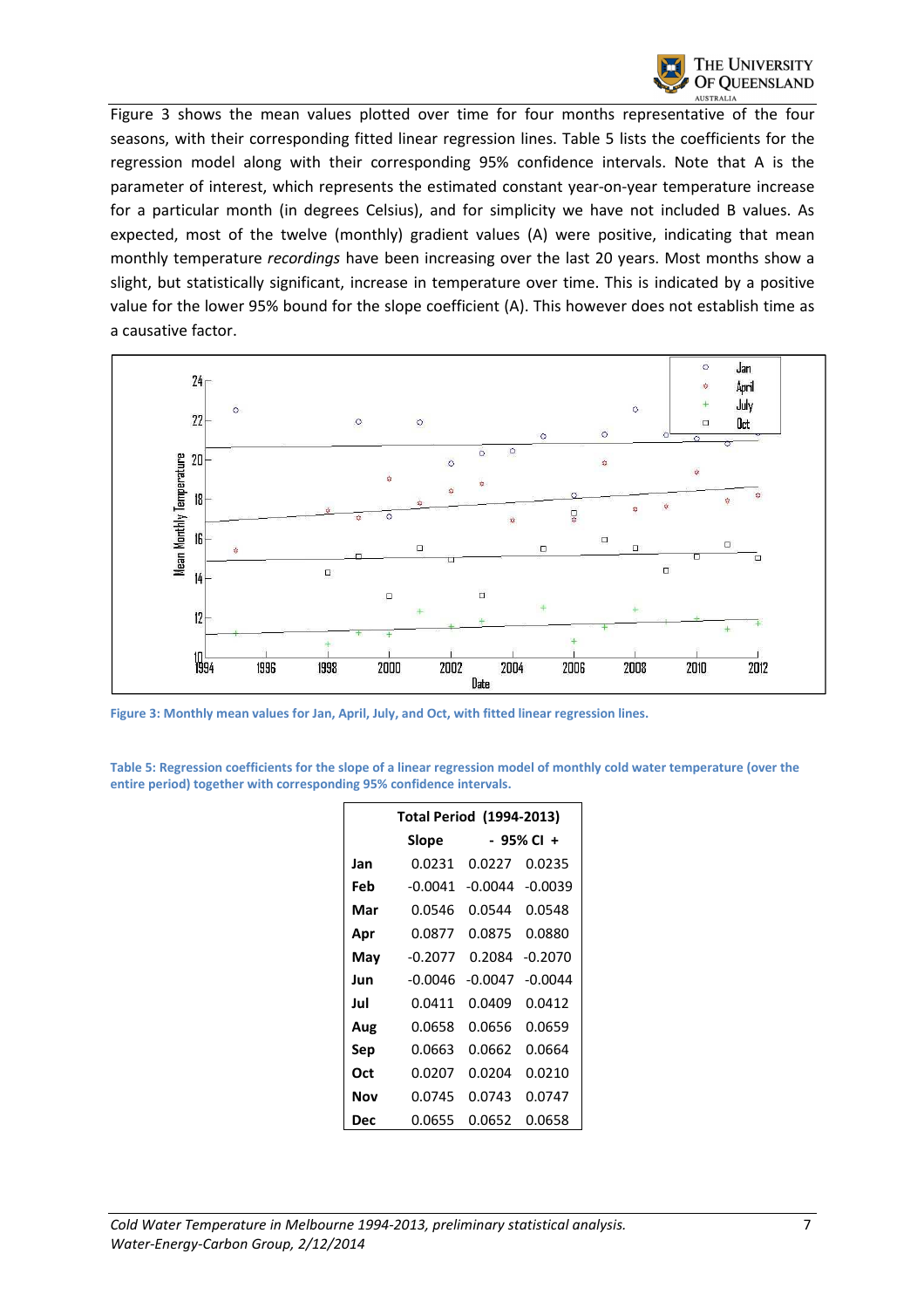Figure 3 shows the mean values plotted over time for four months representative of the four seasons, with their corresponding fitted linear regression lines. Table 5 lists the coefficients for the regression model along with their corresponding 95% confidence intervals. Note that A is the parameter of interest, which represents the estimated constant year-on-year temperature increase for a particular month (in degrees Celsius), and for simplicity we have not included B values. As expected, most of the twelve (monthly) gradient values (A) were positive, indicating that mean monthly temperature *recordings* have been increasing over the last 20 years. Most months show a slight, but statistically significant, increase in temperature over time. This is indicated by a positive value for the lower 95% bound for the slope coefficient (A). This however does not establish time as a causative factor.

**Figure 3: Monthly mean values for Jan, April, July, and Oct, with fitted linear regression lines.**

**Table 5: Regression coefficients for the slope of a linear regression model of monthly cold water temperature (over the entire period) together with corresponding 95% confidence intervals.**

| | Total Period (1994-2013) | | |
|---|---|---|---|
| | **Slope** | **- 95% CI** | **+** |
| **Jan** | 0.0231 | 0.0227 | 0.0235 |
| **Feb** | -0.0041 | -0.0044 | -0.0039 |
| **Mar** | 0.0546 | 0.0544 | 0.0548 |
| **Apr** | 0.0877 | 0.0875 | 0.0880 |
| **May** | -0.2077 | 0.2084 | -0.2070 |
| **Jun** | -0.0046 | -0.0047 | -0.0044 |
| **Jul** | 0.0411 | 0.0409 | 0.0412 |
| **Aug** | 0.0658 | 0.0656 | 0.0659 |
| **Sep** | 0.0663 | 0.0662 | 0.0664 |
| **Oct** | 0.0207 | 0.0204 | 0.0210 |
| **Nov** | 0.0745 | 0.0743 | 0.0747 |
| **Dec** | 0.0655 | 0.0652 | 0.0658 |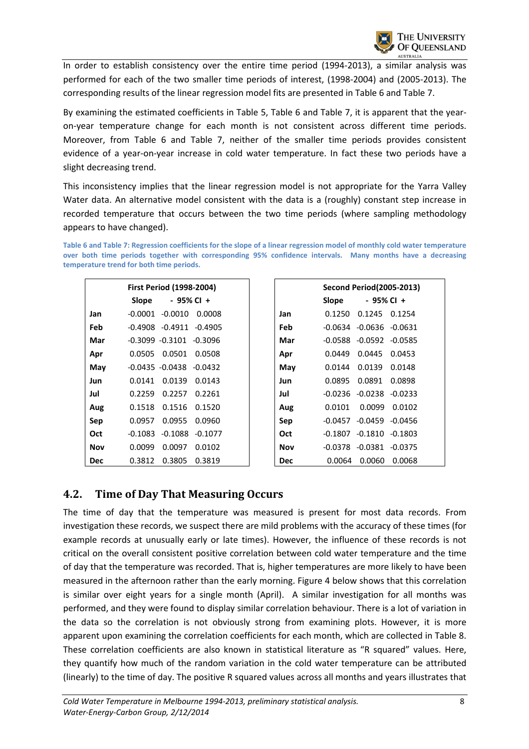In order to establish consistency over the entire time period (1994-2013), a similar analysis was performed for each of the two smaller time periods of interest, (1998-2004) and (2005-2013). The corresponding results of the linear regression model fits are presented in Table 6 and Table 7.

By examining the estimated coefficients in Table 5, Table 6 and Table 7, it is apparent that the year-on-year temperature change for each month is not consistent across different time periods. Moreover, from Table 6 and Table 7, neither of the smaller time periods provides consistent evidence of a year-on-year increase in cold water temperature. In fact these two periods have a slight decreasing trend.

This inconsistency implies that the linear regression model is not appropriate for the Yarra Valley Water data. An alternative model consistent with the data is a (roughly) constant step increase in recorded temperature that occurs between the two time periods (where sampling methodology appears to have changed).

**Table 6 and Table 7: Regression coefficients for the slope of a linear regression model of monthly cold water temperature over both time periods together with corresponding 95% confidence intervals. Many months have a decreasing temperature trend for both time periods.**

| | First Period (1998-2004) | | |
|---|---|---|---|
| | **Slope** | **- 95% CI** | **+** |
| **Jan** | -0.0001 | -0.0010 | 0.0008 |
| **Feb** | -0.4908 | -0.4911 | -0.4905 |
| **Mar** | -0.3099 | -0.3101 | -0.3096 |
| **Apr** | 0.0505 | 0.0501 | 0.0508 |
| **May** | -0.0435 | -0.0438 | -0.0432 |
| **Jun** | 0.0141 | 0.0139 | 0.0143 |
| **Jul** | 0.2259 | 0.2257 | 0.2261 |
| **Aug** | 0.1518 | 0.1516 | 0.1520 |
| **Sep** | 0.0957 | 0.0955 | 0.0960 |
| **Oct** | -0.1083 | -0.1088 | -0.1077 |
| **Nov** | 0.0099 | 0.0097 | 0.0102 |
| **Dec** | 0.3812 | 0.3805 | 0.3819 |

| | Second Period(2005-2013) | | |
|---|---|---|---|
| | **Slope** | **- 95% CI** | **+** |
| **Jan** | 0.1250 | 0.1245 | 0.1254 |
| **Feb** | -0.0634 | -0.0636 | -0.0631 |
| **Mar** | -0.0588 | -0.0592 | -0.0585 |
| **Apr** | 0.0449 | 0.0445 | 0.0453 |
| **May** | 0.0144 | 0.0139 | 0.0148 |
| **Jun** | 0.0895 | 0.0891 | 0.0898 |
| **Jul** | -0.0236 | -0.0238 | -0.0233 |
| **Aug** | 0.0101 | 0.0099 | 0.0102 |
| **Sep** | -0.0457 | -0.0459 | -0.0456 |
| **Oct** | -0.1807 | -0.1810 | -0.1803 |
| **Nov** | -0.0378 | -0.0381 | -0.0375 |
| **Dec** | 0.0064 | 0.0060 | 0.0068 |

## 4.2. Time of Day That Measuring Occurs

The time of day that the temperature was measured is present for most data records. From investigation these records, we suspect there are mild problems with the accuracy of these times (for example records at unusually early or late times). However, the influence of these records is not critical on the overall consistent positive correlation between cold water temperature and the time of day that the temperature was recorded. That is, higher temperatures are more likely to have been measured in the afternoon rather than the early morning. Figure 4 below shows that this correlation is similar over eight years for a single month (April). A similar investigation for all months was performed, and they were found to display similar correlation behaviour. There is a lot of variation in the data so the correlation is not obviously strong from examining plots. However, it is more apparent upon examining the correlation coefficients for each month, which are collected in Table 8. These correlation coefficients are also known in statistical literature as "R squared" values. Here, they quantify how much of the random variation in the cold water temperature can be attributed (linearly) to the time of day. The positive R squared values across all months and years illustrates that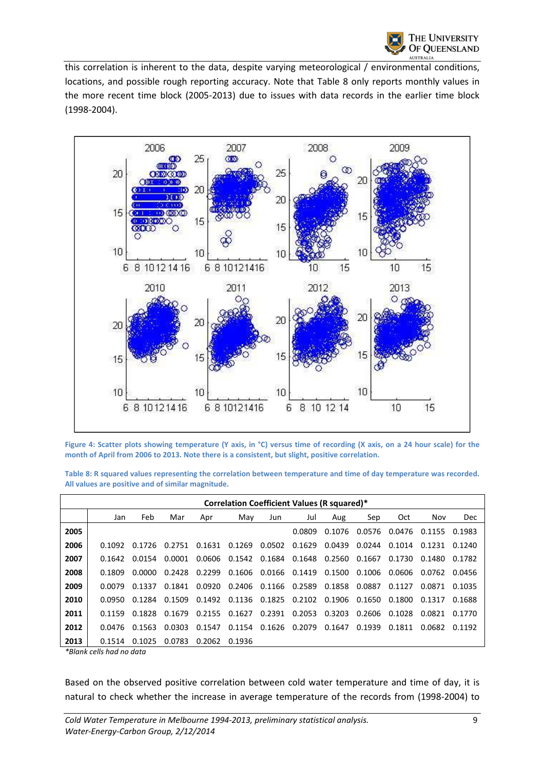this correlation is inherent to the data, despite varying meteorological / environmental conditions, locations, and possible rough reporting accuracy. Note that Table 8 only reports monthly values in the more recent time block (2005-2013) due to issues with data records in the earlier time block (1998-2004).

**Figure 4: Scatter plots showing temperature (Y axis, in °C) versus time of recording (X axis, on a 24 hour scale) for the month of April from 2006 to 2013. Note there is a consistent, but slight, positive correlation.**

**Table 8: R squared values representing the correlation between temperature and time of day temperature was recorded. All values are positive and of similar magnitude.**

| Correlation Coefficient Values (R squared)* | | | | | | | | | | | | |
|---|---|---|---|---|---|---|---|---|---|---|---|---|
| | Jan | Feb | Mar | Apr | May | Jun | Jul | Aug | Sep | Oct | Nov | Dec |
| **2005** | | | | | | | 0.0809 | 0.1076 | 0.0576 | 0.0476 | 0.1155 | 0.1983 |
| **2006** | 0.1092 | 0.1726 | 0.2751 | 0.1631 | 0.1269 | 0.0502 | 0.1629 | 0.0439 | 0.0244 | 0.1014 | 0.1231 | 0.1240 |
| **2007** | 0.1642 | 0.0154 | 0.0001 | 0.0606 | 0.1542 | 0.1684 | 0.1648 | 0.2560 | 0.1667 | 0.1730 | 0.1480 | 0.1782 |
| **2008** | 0.1809 | 0.0000 | 0.2428 | 0.2299 | 0.1606 | 0.0166 | 0.1419 | 0.1500 | 0.1006 | 0.0606 | 0.0762 | 0.0456 |
| **2009** | 0.0079 | 0.1337 | 0.1841 | 0.0920 | 0.2406 | 0.1166 | 0.2589 | 0.1858 | 0.0887 | 0.1127 | 0.0871 | 0.1035 |
| **2010** | 0.0950 | 0.1284 | 0.1509 | 0.1492 | 0.1136 | 0.1825 | 0.2102 | 0.1906 | 0.1650 | 0.1800 | 0.1317 | 0.1688 |
| **2011** | 0.1159 | 0.1828 | 0.1679 | 0.2155 | 0.1627 | 0.2391 | 0.2053 | 0.3203 | 0.2606 | 0.1028 | 0.0821 | 0.1770 |
| **2012** | 0.0476 | 0.1563 | 0.0303 | 0.1547 | 0.1154 | 0.1626 | 0.2079 | 0.1647 | 0.1939 | 0.1811 | 0.0682 | 0.1192 |
| **2013** | 0.1514 | 0.1025 | 0.0783 | 0.2062 | 0.1936 | | | | | | | |

*\*Blank cells had no data*

Based on the observed positive correlation between cold water temperature and time of day, it is natural to check whether the increase in average temperature of the records from (1998-2004) to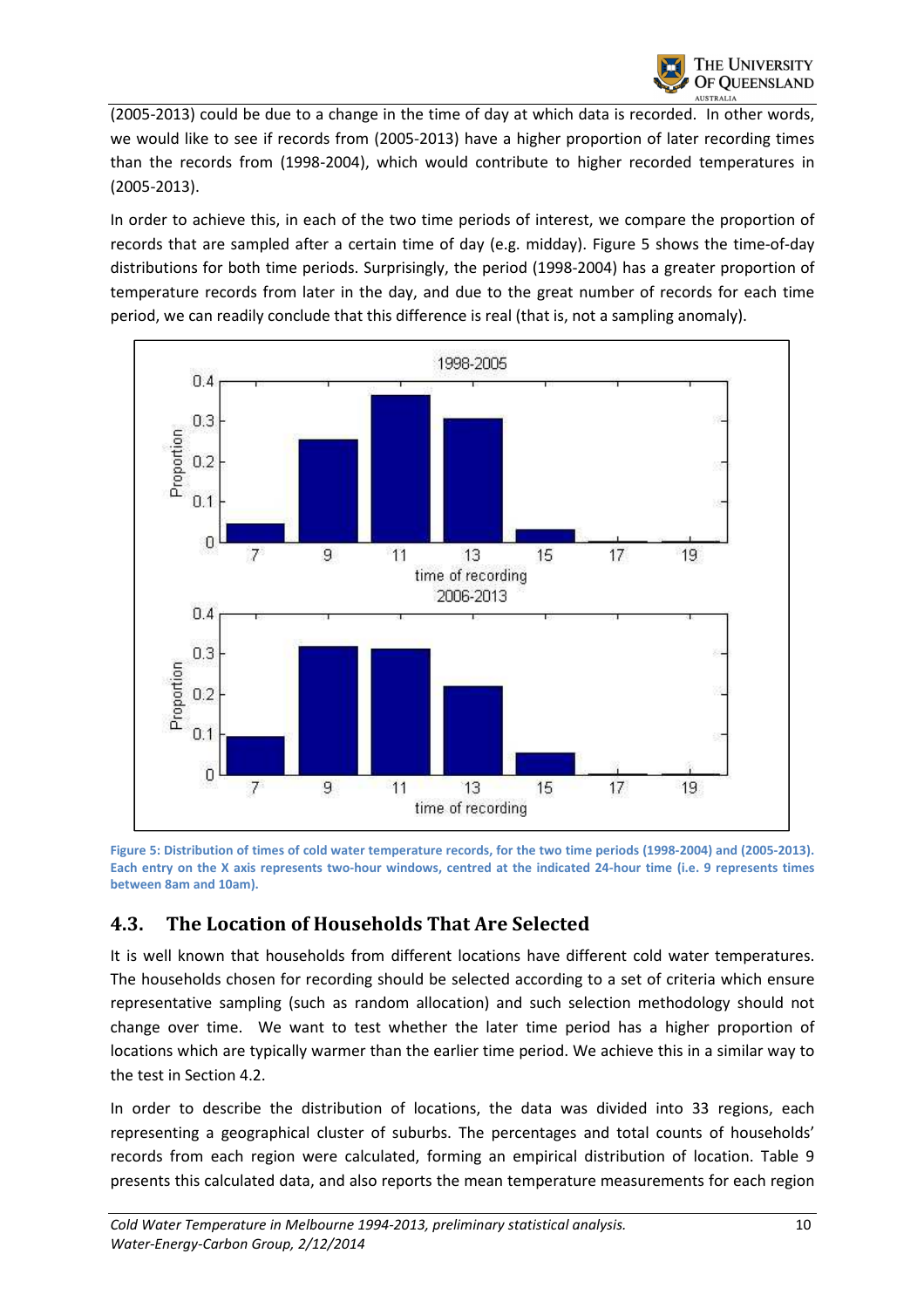(2005-2013) could be due to a change in the time of day at which data is recorded. In other words, we would like to see if records from (2005-2013) have a higher proportion of later recording times than the records from (1998-2004), which would contribute to higher recorded temperatures in (2005-2013).

In order to achieve this, in each of the two time periods of interest, we compare the proportion of records that are sampled after a certain time of day (e.g. midday). Figure 5 shows the time-of-day distributions for both time periods. Surprisingly, the period (1998-2004) has a greater proportion of temperature records from later in the day, and due to the great number of records for each time period, we can readily conclude that this difference is real (that is, not a sampling anomaly).

**Figure 5: Distribution of times of cold water temperature records, for the two time periods (1998-2004) and (2005-2013). Each entry on the X axis represents two-hour windows, centred at the indicated 24-hour time (i.e. 9 represents times between 8am and 10am).**

## 4.3. The Location of Households That Are Selected

It is well known that households from different locations have different cold water temperatures. The households chosen for recording should be selected according to a set of criteria which ensure representative sampling (such as random allocation) and such selection methodology should not change over time. We want to test whether the later time period has a higher proportion of locations which are typically warmer than the earlier time period. We achieve this in a similar way to the test in Section 4.2.

In order to describe the distribution of locations, the data was divided into 33 regions, each representing a geographical cluster of suburbs. The percentages and total counts of households' records from each region were calculated, forming an empirical distribution of location. Table 9 presents this calculated data, and also reports the mean temperature measurements for each region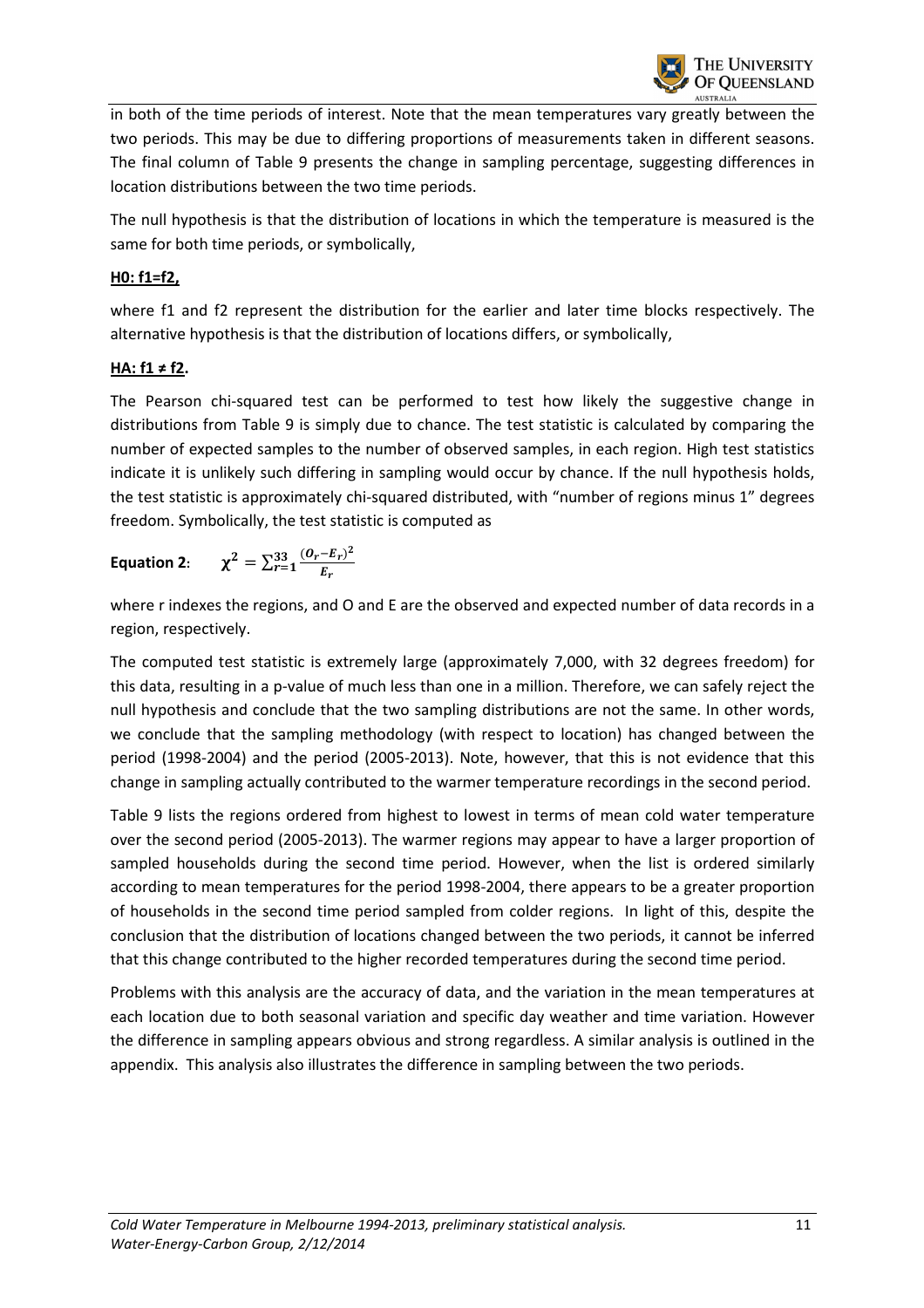in both of the time periods of interest. Note that the mean temperatures vary greatly between the two periods. This may be due to differing proportions of measurements taken in different seasons. The final column of Table 9 presents the change in sampling percentage, suggesting differences in location distributions between the two time periods.

The null hypothesis is that the distribution of locations in which the temperature is measured is the same for both time periods, or symbolically,

**H0: f1=f2,**

where f1 and f2 represent the distribution for the earlier and later time blocks respectively. The alternative hypothesis is that the distribution of locations differs, or symbolically,

**HA: f1 ≠ f2.**

The Pearson chi-squared test can be performed to test how likely the suggestive change in distributions from Table 9 is simply due to chance. The test statistic is calculated by comparing the number of expected samples to the number of observed samples, in each region. High test statistics indicate it is unlikely such differing in sampling would occur by chance. If the null hypothesis holds, the test statistic is approximately chi-squared distributed, with "number of regions minus 1" degrees freedom. Symbolically, the test statistic is computed as

**Equation 2**: $$\chi^2 = \sum_{r=1}^{33} \frac{(O_r - E_r)^2}{E_r}$$

where r indexes the regions, and O and E are the observed and expected number of data records in a region, respectively.

The computed test statistic is extremely large (approximately 7,000, with 32 degrees freedom) for this data, resulting in a p-value of much less than one in a million. Therefore, we can safely reject the null hypothesis and conclude that the two sampling distributions are not the same. In other words, we conclude that the sampling methodology (with respect to location) has changed between the period (1998-2004) and the period (2005-2013). Note, however, that this is not evidence that this change in sampling actually contributed to the warmer temperature recordings in the second period.

Table 9 lists the regions ordered from highest to lowest in terms of mean cold water temperature over the second period (2005-2013). The warmer regions may appear to have a larger proportion of sampled households during the second time period. However, when the list is ordered similarly according to mean temperatures for the period 1998-2004, there appears to be a greater proportion of households in the second time period sampled from colder regions. In light of this, despite the conclusion that the distribution of locations changed between the two periods, it cannot be inferred that this change contributed to the higher recorded temperatures during the second time period.

Problems with this analysis are the accuracy of data, and the variation in the mean temperatures at each location due to both seasonal variation and specific day weather and time variation. However the difference in sampling appears obvious and strong regardless. A similar analysis is outlined in the appendix. This analysis also illustrates the difference in sampling between the two periods.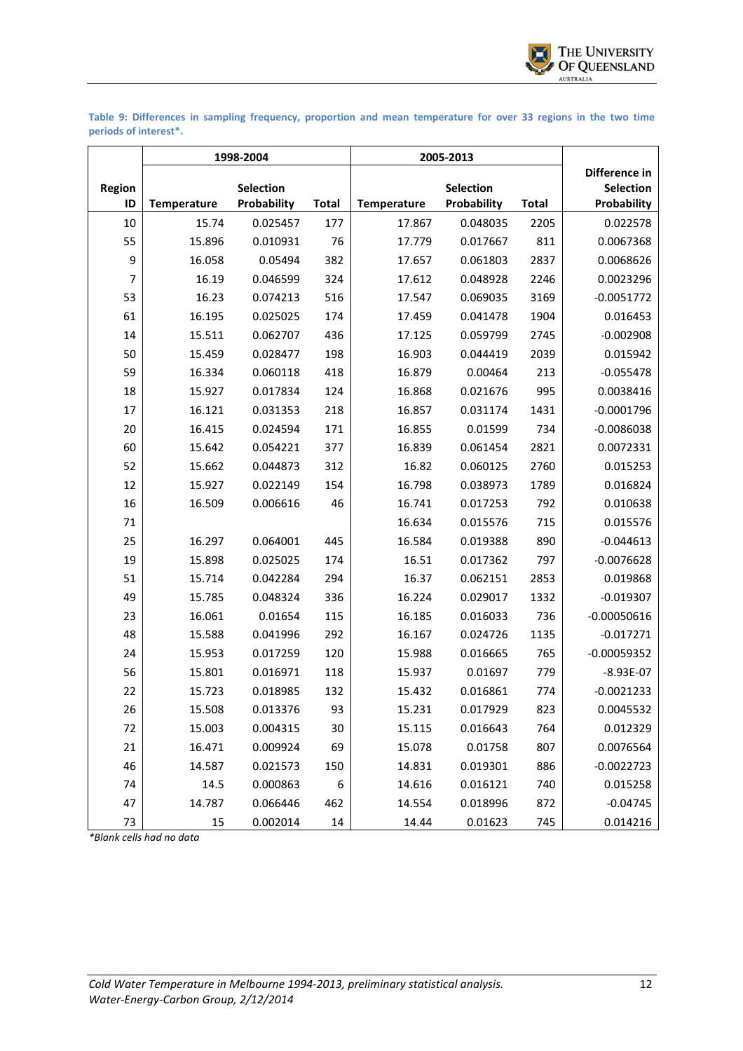**Table 9: Differences in sampling frequency, proportion and mean temperature for over 33 regions in the two time periods of interest*.**

| | 1998-2004 | | | 2005-2013 | | | |
|---|---|---|---|---|---|---|---|
| Region ID | Temperature | Selection Probability | Total | Temperature | Selection Probability | Total | Difference in Selection Probability |
| 10 | 15.74 | 0.025457 | 177 | 17.867 | 0.048035 | 2205 | 0.022578 |
| 55 | 15.896 | 0.010931 | 76 | 17.779 | 0.017667 | 811 | 0.0067368 |
| 9 | 16.058 | 0.05494 | 382 | 17.657 | 0.061803 | 2837 | 0.0068626 |
| 7 | 16.19 | 0.046599 | 324 | 17.612 | 0.048928 | 2246 | 0.0023296 |
| 53 | 16.23 | 0.074213 | 516 | 17.547 | 0.069035 | 3169 | -0.0051772 |
| 61 | 16.195 | 0.025025 | 174 | 17.459 | 0.041478 | 1904 | 0.016453 |
| 14 | 15.511 | 0.062707 | 436 | 17.125 | 0.059799 | 2745 | -0.002908 |
| 50 | 15.459 | 0.028477 | 198 | 16.903 | 0.044419 | 2039 | 0.015942 |
| 59 | 16.334 | 0.060118 | 418 | 16.879 | 0.00464 | 213 | -0.055478 |
| 18 | 15.927 | 0.017834 | 124 | 16.868 | 0.021676 | 995 | 0.0038416 |
| 17 | 16.121 | 0.031353 | 218 | 16.857 | 0.031174 | 1431 | -0.0001796 |
| 20 | 16.415 | 0.024594 | 171 | 16.855 | 0.01599 | 734 | -0.0086038 |
| 60 | 15.642 | 0.054221 | 377 | 16.839 | 0.061454 | 2821 | 0.0072331 |
| 52 | 15.662 | 0.044873 | 312 | 16.82 | 0.060125 | 2760 | 0.015253 |
| 12 | 15.927 | 0.022149 | 154 | 16.798 | 0.038973 | 1789 | 0.016824 |
| 16 | 16.509 | 0.006616 | 46 | 16.741 | 0.017253 | 792 | 0.010638 |
| 71 | | | | 16.634 | 0.015576 | 715 | 0.015576 |
| 25 | 16.297 | 0.064001 | 445 | 16.584 | 0.019388 | 890 | -0.044613 |
| 19 | 15.898 | 0.025025 | 174 | 16.51 | 0.017362 | 797 | -0.0076628 |
| 51 | 15.714 | 0.042284 | 294 | 16.37 | 0.062151 | 2853 | 0.019868 |
| 49 | 15.785 | 0.048324 | 336 | 16.224 | 0.029017 | 1332 | -0.019307 |
| 23 | 16.061 | 0.01654 | 115 | 16.185 | 0.016033 | 736 | -0.00050616 |
| 48 | 15.588 | 0.041996 | 292 | 16.167 | 0.024726 | 1135 | -0.017271 |
| 24 | 15.953 | 0.017259 | 120 | 15.988 | 0.016665 | 765 | -0.00059352 |
| 56 | 15.801 | 0.016971 | 118 | 15.937 | 0.01697 | 779 | -8.93E-07 |
| 22 | 15.723 | 0.018985 | 132 | 15.432 | 0.016861 | 774 | -0.0021233 |
| 26 | 15.508 | 0.013376 | 93 | 15.231 | 0.017929 | 823 | 0.0045532 |
| 72 | 15.003 | 0.004315 | 30 | 15.115 | 0.016643 | 764 | 0.012329 |
| 21 | 16.471 | 0.009924 | 69 | 15.078 | 0.01758 | 807 | 0.0076564 |
| 46 | 14.587 | 0.021573 | 150 | 14.831 | 0.019301 | 886 | -0.0022723 |
| 74 | 14.5 | 0.000863 | 6 | 14.616 | 0.016121 | 740 | 0.015258 |
| 47 | 14.787 | 0.066446 | 462 | 14.554 | 0.018996 | 872 | -0.04745 |
| 73 | 15 | 0.002014 | 14 | 14.44 | 0.01623 | 745 | 0.014216 |

*\*Blank cells had no data*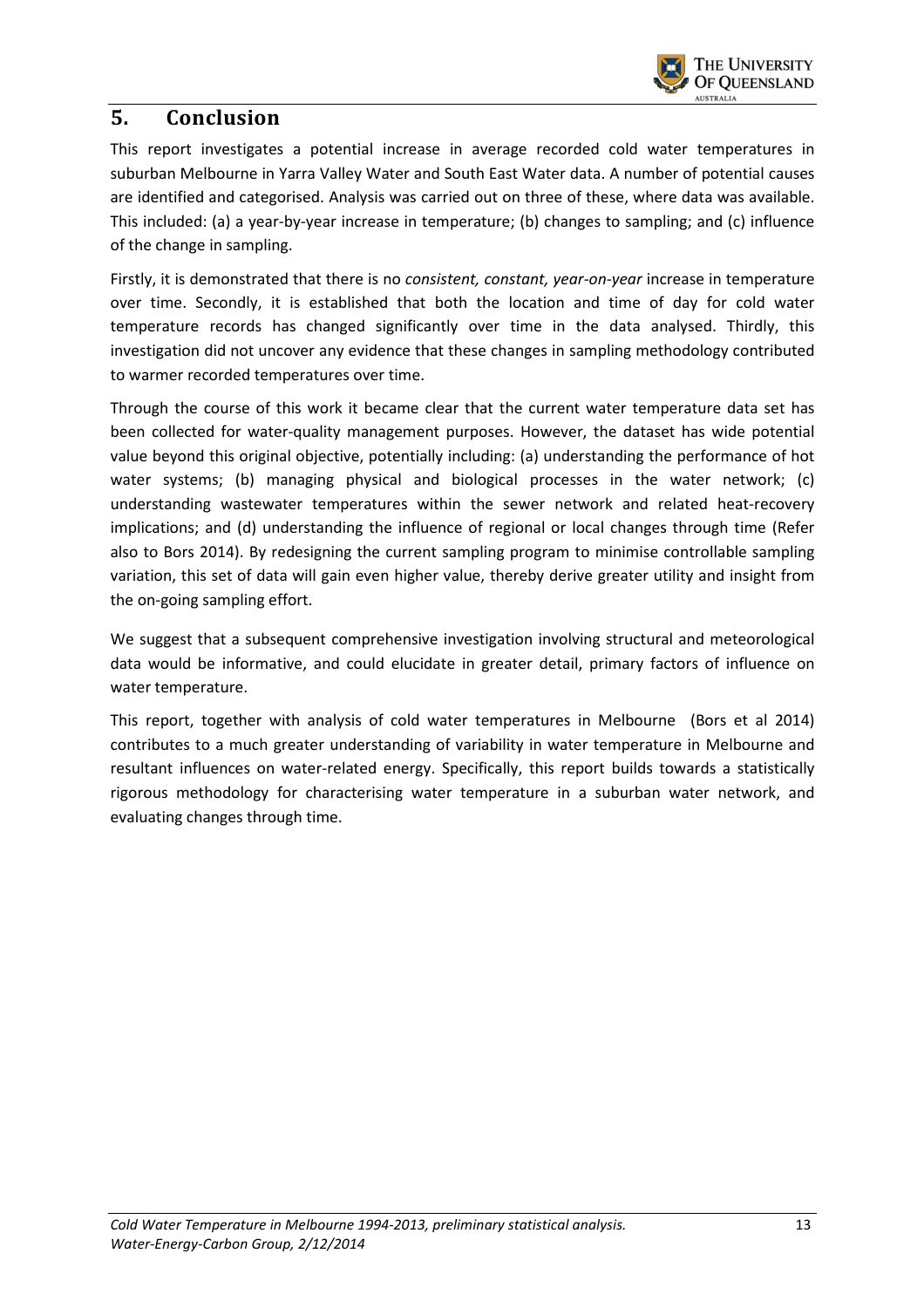## 5. Conclusion

This report investigates a potential increase in average recorded cold water temperatures in suburban Melbourne in Yarra Valley Water and South East Water data. A number of potential causes are identified and categorised. Analysis was carried out on three of these, where data was available. This included: (a) a year-by-year increase in temperature; (b) changes to sampling; and (c) influence of the change in sampling.

Firstly, it is demonstrated that there is no *consistent, constant, year-on-year* increase in temperature over time. Secondly, it is established that both the location and time of day for cold water temperature records has changed significantly over time in the data analysed. Thirdly, this investigation did not uncover any evidence that these changes in sampling methodology contributed to warmer recorded temperatures over time.

Through the course of this work it became clear that the current water temperature data set has been collected for water-quality management purposes. However, the dataset has wide potential value beyond this original objective, potentially including: (a) understanding the performance of hot water systems; (b) managing physical and biological processes in the water network; (c) understanding wastewater temperatures within the sewer network and related heat-recovery implications; and (d) understanding the influence of regional or local changes through time (Refer also to Bors 2014). By redesigning the current sampling program to minimise controllable sampling variation, this set of data will gain even higher value, thereby derive greater utility and insight from the on-going sampling effort.

We suggest that a subsequent comprehensive investigation involving structural and meteorological data would be informative, and could elucidate in greater detail, primary factors of influence on water temperature.

This report, together with analysis of cold water temperatures in Melbourne (Bors et al 2014) contributes to a much greater understanding of variability in water temperature in Melbourne and resultant influences on water-related energy. Specifically, this report builds towards a statistically rigorous methodology for characterising water temperature in a suburban water network, and evaluating changes through time.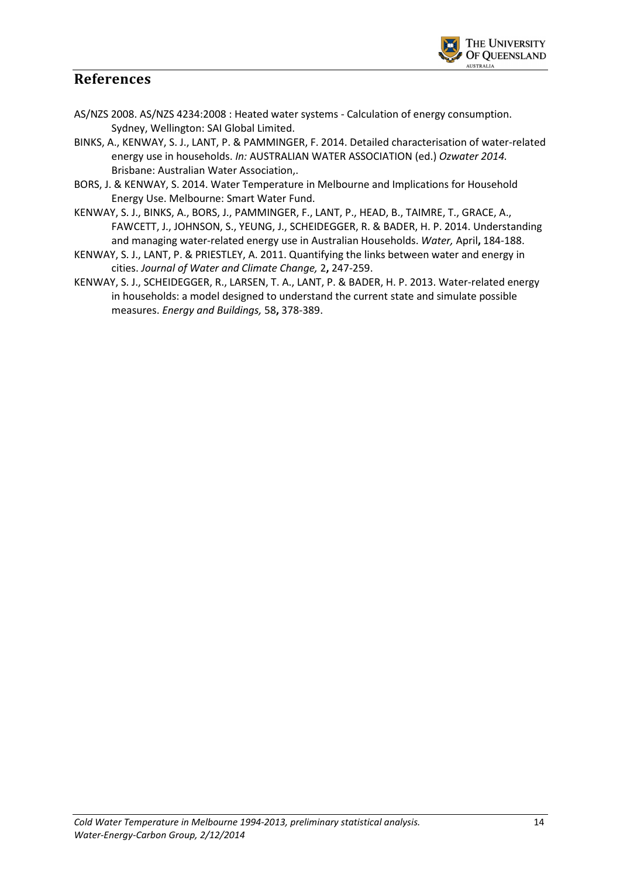## References

AS/NZS 2008. AS/NZS 4234:2008 : Heated water systems - Calculation of energy consumption. Sydney, Wellington: SAI Global Limited.

BINKS, A., KENWAY, S. J., LANT, P. & PAMMINGER, F. 2014. Detailed characterisation of water-related energy use in households. *In:* AUSTRALIAN WATER ASSOCIATION (ed.) *Ozwater 2014.* Brisbane: Australian Water Association,.

BORS, J. & KENWAY, S. 2014. Water Temperature in Melbourne and Implications for Household Energy Use. Melbourne: Smart Water Fund.

KENWAY, S. J., BINKS, A., BORS, J., PAMMINGER, F., LANT, P., HEAD, B., TAIMRE, T., GRACE, A., FAWCETT, J., JOHNSON, S., YEUNG, J., SCHEIDEGGER, R. & BADER, H. P. 2014. Understanding and managing water-related energy use in Australian Households. *Water,* April**,** 184-188.

KENWAY, S. J., LANT, P. & PRIESTLEY, A. 2011. Quantifying the links between water and energy in cities. *Journal of Water and Climate Change,* 2**,** 247-259.

KENWAY, S. J., SCHEIDEGGER, R., LARSEN, T. A., LANT, P. & BADER, H. P. 2013. Water-related energy in households: a model designed to understand the current state and simulate possible measures. *Energy and Buildings,* 58**,** 378-389.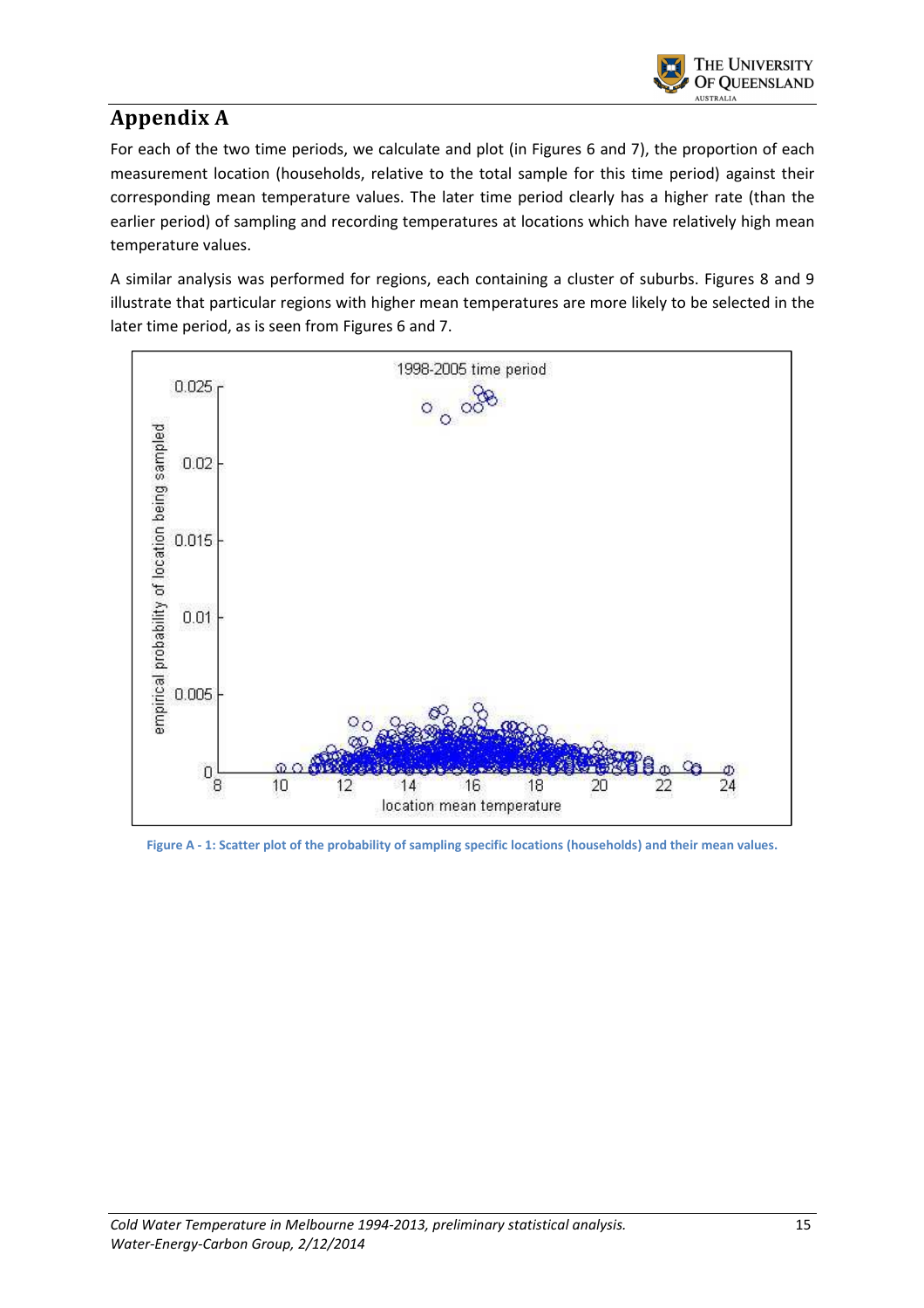# Appendix A

For each of the two time periods, we calculate and plot (in Figures 6 and 7), the proportion of each measurement location (households, relative to the total sample for this time period) against their corresponding mean temperature values. The later time period clearly has a higher rate (than the earlier period) of sampling and recording temperatures at locations which have relatively high mean temperature values.

A similar analysis was performed for regions, each containing a cluster of suburbs. Figures 8 and 9 illustrate that particular regions with higher mean temperatures are more likely to be selected in the later time period, as is seen from Figures 6 and 7.

**Figure A - 1: Scatter plot of the probability of sampling specific locations (households) and their mean values.**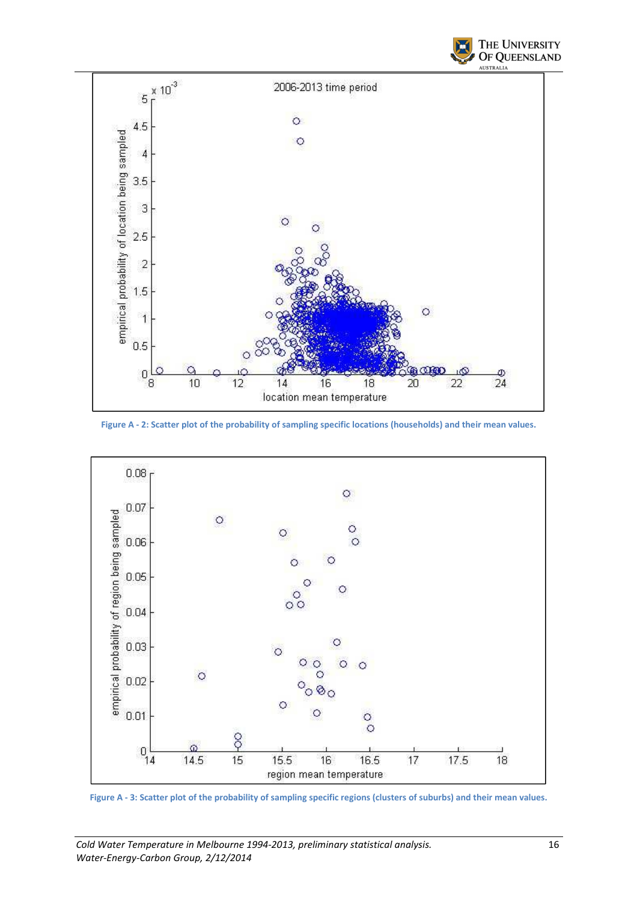Figure A - 2: Scatter plot of the probability of sampling specific locations (households) and their mean values.

Figure A - 3: Scatter plot of the probability of sampling specific regions (clusters of suburbs) and their mean values.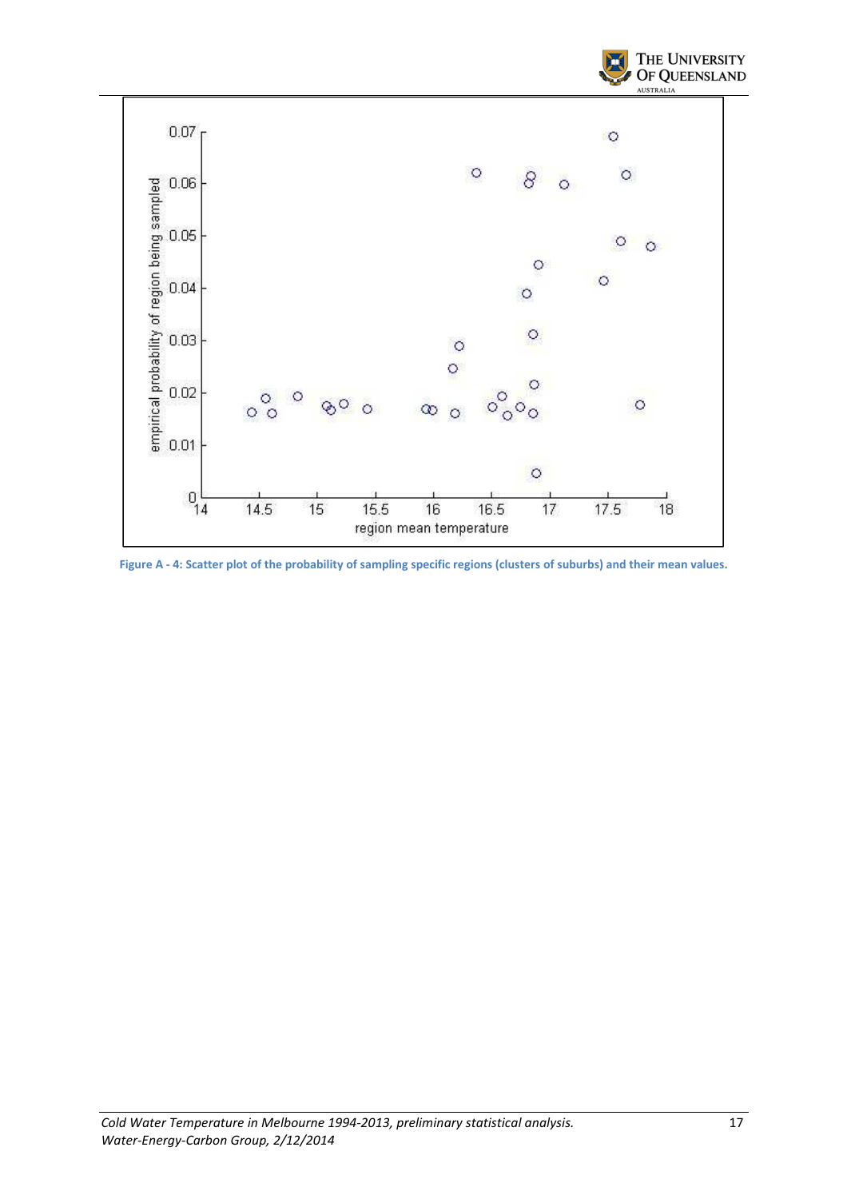0.07
0.06
0.05
0.04
0.03
0.02
0.01
0

empirical probability of region being sampled

14
14.5
15
15.5
16
16.5
17
17.5
18

region mean temperature

Figure A - 4: Scatter plot of the probability of sampling specific regions (clusters of suburbs) and their mean values.